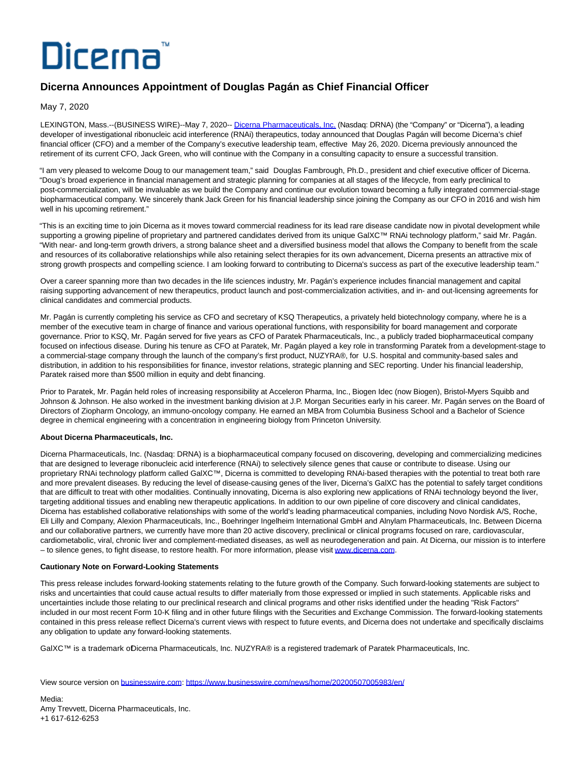# Dicerna™

## Dicerna Announces Appointment of Douglas Pagán as Chief Financial Officer

May 7, 2020

LEXINGTON, Mass.--(BUSINESS WIRE)--May 7, 2020-- Dicerna Pharmaceuticals, Inc. (Nasdaq: DRNA) (the "Company" or "Dicerna"), a leading developer of investigational ribonucleic acid interference (RNAi) therapeutics, today announced that Douglas Pagán will become Dicerna's chief financial officer (CFO) and a member of the Company's executive leadership team, effective May 26, 2020. Dicerna previously announced the retirement of its current CFO, Jack Green, who will continue with the Company in a consulting capacity to ensure a successful transition.

"I am very pleased to welcome Doug to our management team," said Douglas Fambrough, Ph.D., president and chief executive officer of Dicerna. "Doug's broad experience in financial management and strategic planning for companies at all stages of the lifecycle, from early preclinical to post-commercialization, will be invaluable as we build the Company and continue our evolution toward becoming a fully integrated commercial-stage biopharmaceutical company. We sincerely thank Jack Green for his financial leadership since joining the Company as our CFO in 2016 and wish him well in his upcoming retirement."

"This is an exciting time to join Dicerna as it moves toward commercial readiness for its lead rare disease candidate now in pivotal development while supporting a growing pipeline of proprietary and partnered candidates derived from its unique GalXC™ RNAi technology platform," said Mr. Pagán. "With near- and long-term growth drivers, a strong balance sheet and a diversified business model that allows the Company to benefit from the scale and resources of its collaborative relationships while also retaining select therapies for its own advancement, Dicerna presents an attractive mix of strong growth prospects and compelling science. I am looking forward to contributing to Dicerna's success as part of the executive leadership team."

Over a career spanning more than two decades in the life sciences industry, Mr. Pagán's experience includes financial management and capital raising supporting advancement of new therapeutics, product launch and post-commercialization activities, and in- and out-licensing agreements for clinical candidates and commercial products.

Mr. Pagán is currently completing his service as CFO and secretary of KSQ Therapeutics, a privately held biotechnology company, where he is a member of the executive team in charge of finance and various operational functions, with responsibility for board management and corporate governance. Prior to KSQ, Mr. Pagán served for five years as CFO of Paratek Pharmaceuticals, Inc., a publicly traded biopharmaceutical company focused on infectious disease. During his tenure as CFO at Paratek, Mr. Pagán played a key role in transforming Paratek from a development-stage to a commercial-stage company through the launch of the company's first product, NUZYRA®, for U.S. hospital and community-based sales and distribution, in addition to his responsibilities for finance, investor relations, strategic planning and SEC reporting. Under his financial leadership, Paratek raised more than $500 million in equity and debt financing.

Prior to Paratek, Mr. Pagán held roles of increasing responsibility at Acceleron Pharma, Inc., Biogen Idec (now Biogen), Bristol-Myers Squibb and Johnson & Johnson. He also worked in the investment banking division at J.P. Morgan Securities early in his career. Mr. Pagán serves on the Board of Directors of Ziopharm Oncology, an immuno-oncology company. He earned an MBA from Columbia Business School and a Bachelor of Science degree in chemical engineering with a concentration in engineering biology from Princeton University.

**About Dicerna Pharmaceuticals, Inc.**

Dicerna Pharmaceuticals, Inc. (Nasdaq: DRNA) is a biopharmaceutical company focused on discovering, developing and commercializing medicines that are designed to leverage ribonucleic acid interference (RNAi) to selectively silence genes that cause or contribute to disease. Using our proprietary RNAi technology platform called GalXC™, Dicerna is committed to developing RNAi-based therapies with the potential to treat both rare and more prevalent diseases. By reducing the level of disease-causing genes of the liver, Dicerna's GalXC has the potential to safely target conditions that are difficult to treat with other modalities. Continually innovating, Dicerna is also exploring new applications of RNAi technology beyond the liver, targeting additional tissues and enabling new therapeutic applications. In addition to our own pipeline of core discovery and clinical candidates, Dicerna has established collaborative relationships with some of the world's leading pharmaceutical companies, including Novo Nordisk A/S, Roche, Eli Lilly and Company, Alexion Pharmaceuticals, Inc., Boehringer Ingelheim International GmbH and Alnylam Pharmaceuticals, Inc. Between Dicerna and our collaborative partners, we currently have more than 20 active discovery, preclinical or clinical programs focused on rare, cardiovascular, cardiometabolic, viral, chronic liver and complement-mediated diseases, as well as neurodegeneration and pain. At Dicerna, our mission is to interfere – to silence genes, to fight disease, to restore health. For more information, please visit www.dicerna.com.

**Cautionary Note on Forward-Looking Statements**

This press release includes forward-looking statements relating to the future growth of the Company. Such forward-looking statements are subject to risks and uncertainties that could cause actual results to differ materially from those expressed or implied in such statements. Applicable risks and uncertainties include those relating to our preclinical research and clinical programs and other risks identified under the heading "Risk Factors" included in our most recent Form 10-K filing and in other future filings with the Securities and Exchange Commission. The forward-looking statements contained in this press release reflect Dicerna's current views with respect to future events, and Dicerna does not undertake and specifically disclaims any obligation to update any forward-looking statements.

GalXC™ is a trademark of Dicerna Pharmaceuticals, Inc. NUZYRA® is a registered trademark of Paratek Pharmaceuticals, Inc.

View source version on businesswire.com: https://www.businesswire.com/news/home/20200507005983/en/

Media:
Amy Trevvett, Dicerna Pharmaceuticals, Inc.
+1 617-612-6253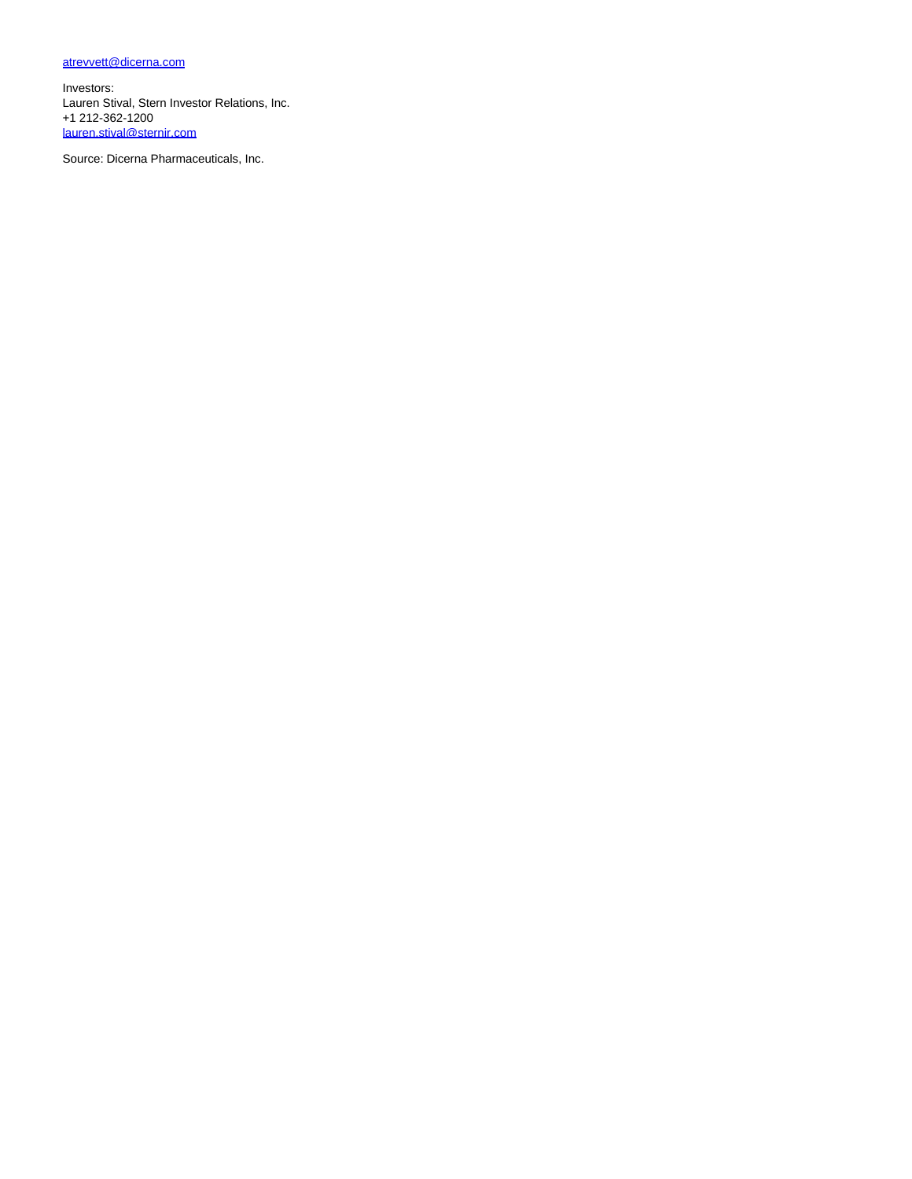atrevvett@dicerna.com

Investors:
Lauren Stival, Stern Investor Relations, Inc.
+1 212-362-1200
lauren.stival@sternir.com

Source: Dicerna Pharmaceuticals, Inc.